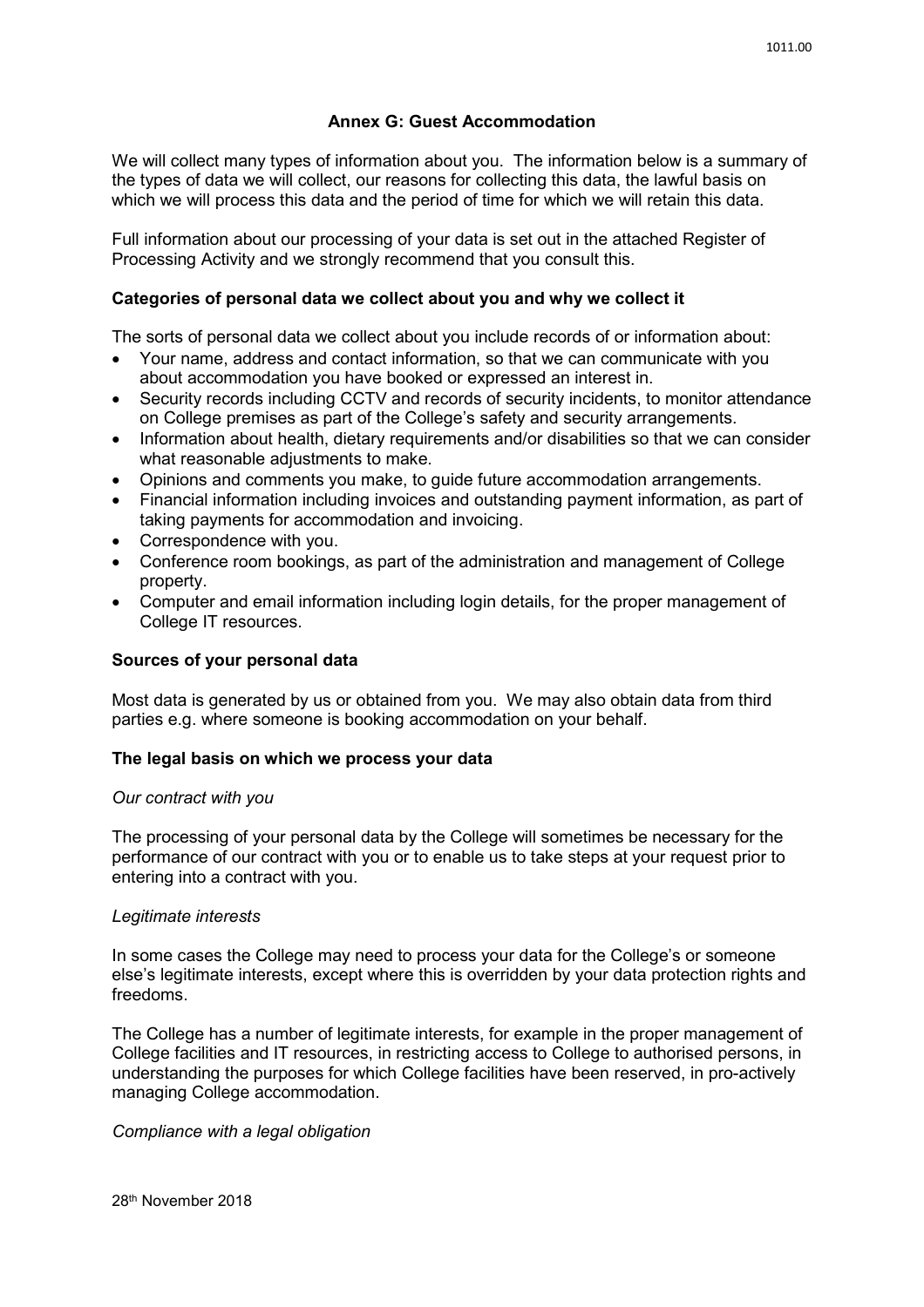## Annex G: Guest Accommodation

We will collect many types of information about you. The information below is a summary of the types of data we will collect, our reasons for collecting this data, the lawful basis on which we will process this data and the period of time for which we will retain this data.

Full information about our processing of your data is set out in the attached Register of Processing Activity and we strongly recommend that you consult this.

### Categories of personal data we collect about you and why we collect it

The sorts of personal data we collect about you include records of or information about:

- Your name, address and contact information, so that we can communicate with you about accommodation you have booked or expressed an interest in.
- Security records including CCTV and records of security incidents, to monitor attendance on College premises as part of the College's safety and security arrangements.
- Information about health, dietary requirements and/or disabilities so that we can consider what reasonable adjustments to make.
- Opinions and comments you make, to guide future accommodation arrangements.
- Financial information including invoices and outstanding payment information, as part of taking payments for accommodation and invoicing.
- Correspondence with you.
- Conference room bookings, as part of the administration and management of College property.
- Computer and email information including login details, for the proper management of College IT resources.

### Sources of your personal data

Most data is generated by us or obtained from you. We may also obtain data from third parties e.g. where someone is booking accommodation on your behalf.

### The legal basis on which we process your data

*Our contract with you*

The processing of your personal data by the College will sometimes be necessary for the performance of our contract with you or to enable us to take steps at your request prior to entering into a contract with you.

*Legitimate interests*

In some cases the College may need to process your data for the College's or someone else's legitimate interests, except where this is overridden by your data protection rights and freedoms.

The College has a number of legitimate interests, for example in the proper management of College facilities and IT resources, in restricting access to College to authorised persons, in understanding the purposes for which College facilities have been reserved, in pro-actively managing College accommodation.

*Compliance with a legal obligation*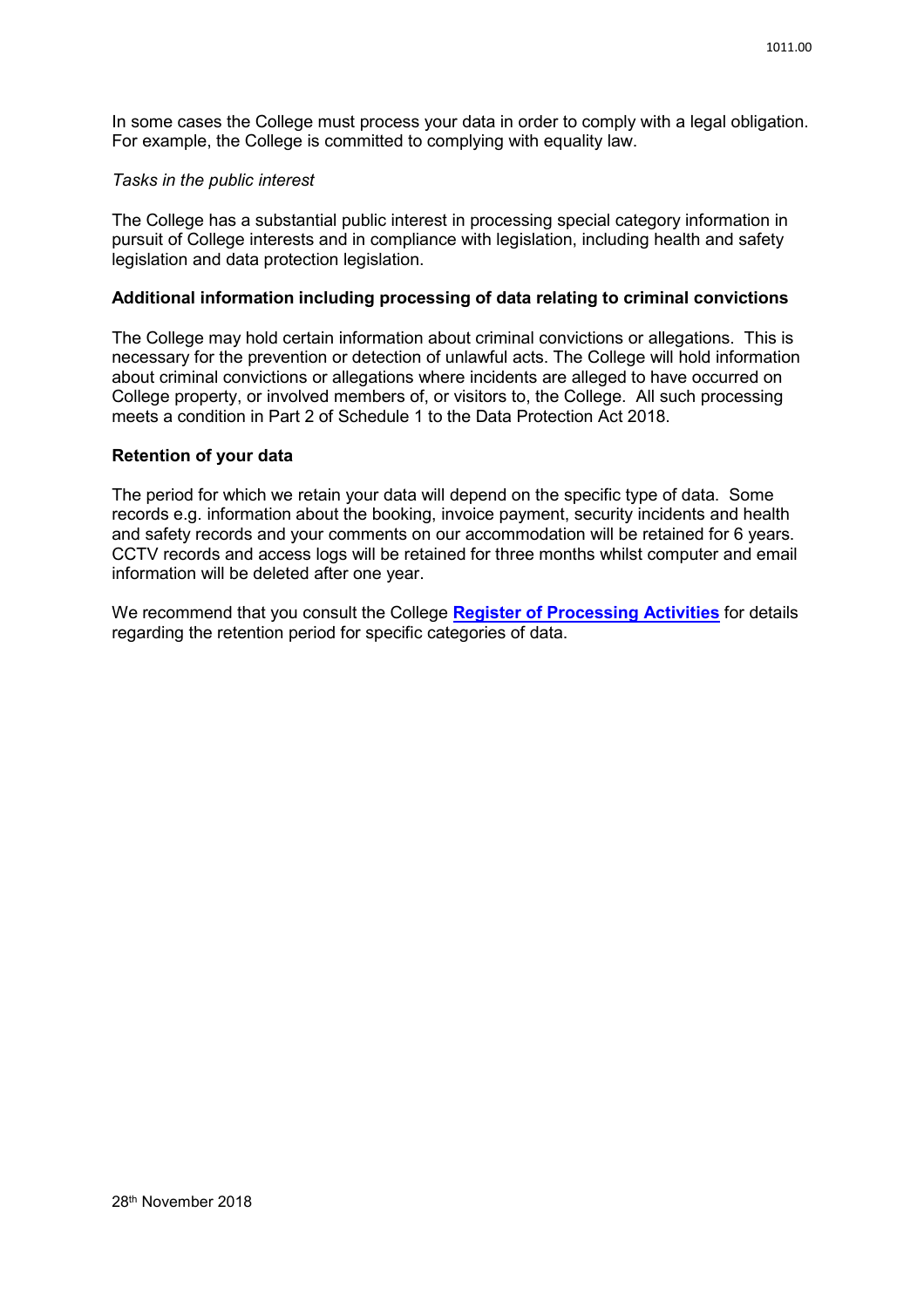In some cases the College must process your data in order to comply with a legal obligation. For example, the College is committed to complying with equality law.

*Tasks in the public interest*

The College has a substantial public interest in processing special category information in pursuit of College interests and in compliance with legislation, including health and safety legislation and data protection legislation.

**Additional information including processing of data relating to criminal convictions**

The College may hold certain information about criminal convictions or allegations. This is necessary for the prevention or detection of unlawful acts. The College will hold information about criminal convictions or allegations where incidents are alleged to have occurred on College property, or involved members of, or visitors to, the College. All such processing meets a condition in Part 2 of Schedule 1 to the Data Protection Act 2018.

**Retention of your data**

The period for which we retain your data will depend on the specific type of data. Some records e.g. information about the booking, invoice payment, security incidents and health and safety records and your comments on our accommodation will be retained for 6 years. CCTV records and access logs will be retained for three months whilst computer and email information will be deleted after one year.

We recommend that you consult the College **Register of Processing Activities** for details regarding the retention period for specific categories of data.